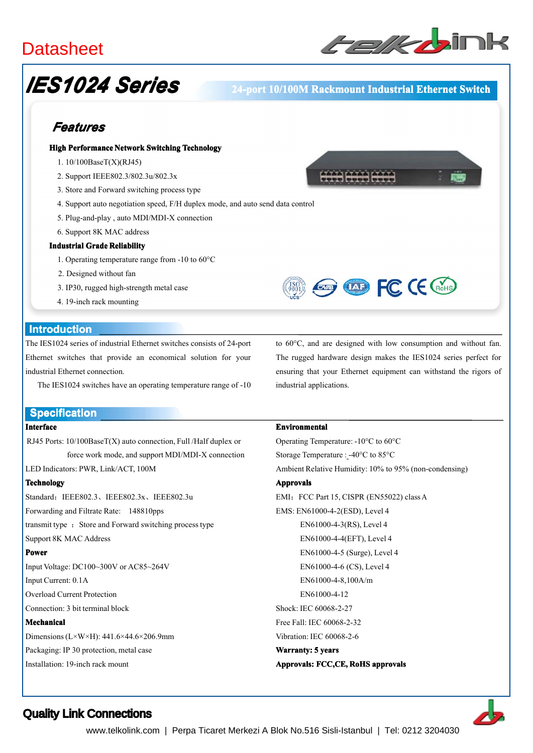Datasheet

# IES1024 Series

**24-port 10/100M Rackmount Industrial Ethernet Switch**

## Features

**High Performance Network Switching Technology**

1. 10/100BaseT(X)(RJ45)
2. Support IEEE802.3/802.3u/802.3x
3. Store and Forward switching process type
4. Support auto negotiation speed, F/H duplex mode, and auto send data control
5. Plug-and-play , auto MDI/MDI-X connection
6. Support 8K MAC address

**Industrial Grade Reliability**

1. Operating temperature range from -10 to 60°C
2. Designed without fan
3. IP30, rugged high-strength metal case
4. 19-inch rack mounting

## Introduction

The IES1024 series of industrial Ethernet switches consists of 24-port Ethernet switches that provide an economical solution for your industrial Ethernet connection.

The IES1024 switches have an operating temperature range of -10 to 60°C, and are designed with low consumption and without fan. The rugged hardware design makes the IES1024 series perfect for ensuring that your Ethernet equipment can withstand the rigors of industrial applications.

## Specification

**Interface**

RJ45 Ports: 10/100BaseT(X) auto connection, Full /Half duplex or force work mode, and support MDI/MDI-X connection

LED Indicators: PWR, Link/ACT, 100M

**Technology**

Standard：IEEE802.3、IEEE802.3x、IEEE802.3u

Forwarding and Filtrate Rate: 148810pps

transmit type ：Store and Forward switching process type

Support 8K MAC Address

**Power**

Input Voltage: DC100~300V or AC85~264V

Input Current: 0.1A

Overload Current Protection

Connection: 3 bit terminal block

**Mechanical**

Dimensions (L×W×H): 441.6×44.6×206.9mm

Packaging: IP 30 protection, metal case

Installation: 19-inch rack mount

**Environmental**

Operating Temperature: -10°C to 60°C

Storage Temperature : -40°C to 85°C

Ambient Relative Humidity: 10% to 95% (non-condensing)

**Approvals**

EMI：FCC Part 15, CISPR (EN55022) class A

EMS: EN61000-4-2(ESD), Level 4

EN61000-4-3(RS), Level 4

EN61000-4-4(EFT), Level 4

EN61000-4-5 (Surge), Level 4

EN61000-4-6 (CS), Level 4

EN61000-4-8,100A/m

EN61000-4-12

Shock: IEC 60068-2-27

Free Fall: IEC 60068-2-32

Vibration: IEC 60068-2-6

**Warranty: 5 years**

**Approvals: FCC,CE, RoHS approvals**

**Quality Link Connections**

www.telkolink.com | Perpa Ticaret Merkezi A Blok No.516 Sisli-Istanbul | Tel: 0212 3204030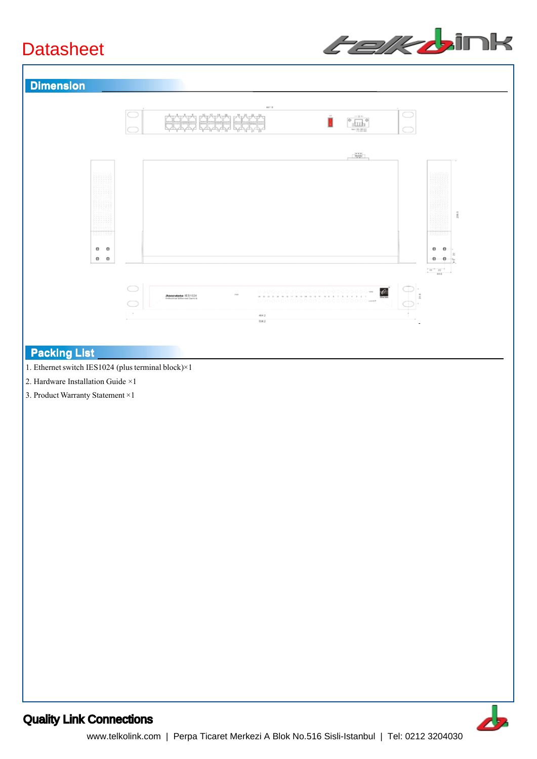## Dimension

## Packing List

1. Ethernet switch IES1024 (plus terminal block)×1
2. Hardware Installation Guide ×1
3. Product Warranty Statement ×1